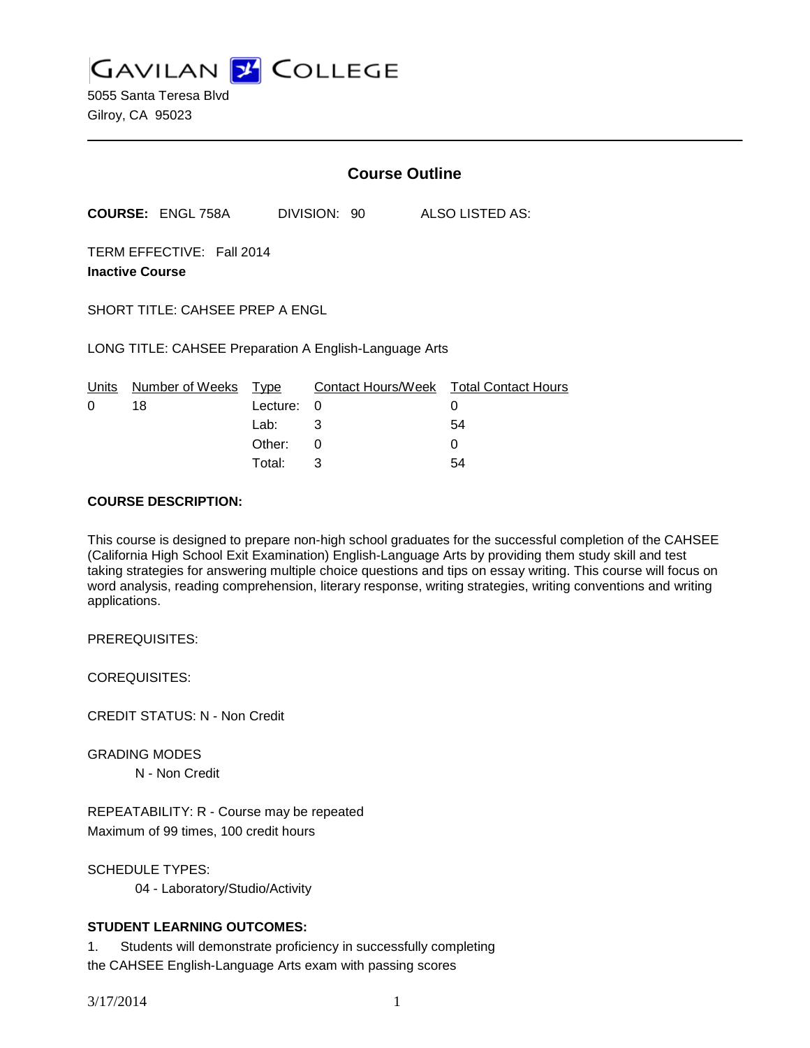# GAVILAN COLLEGE

5055 Santa Teresa Blvd
Gilroy, CA 95023

## Course Outline

**COURSE:** ENGL 758A DIVISION: 90 ALSO LISTED AS:

TERM EFFECTIVE: Fall 2014
**Inactive Course**

SHORT TITLE: CAHSEE PREP A ENGL

LONG TITLE: CAHSEE Preparation A English-Language Arts

| Units | Number of Weeks | Type | Contact Hours/Week | Total Contact Hours |
|---|---|---|---|---|
| 0 | 18 | Lecture: | 0 | 0 |
| | | Lab: | 3 | 54 |
| | | Other: | 0 | 0 |
| | | Total: | 3 | 54 |

**COURSE DESCRIPTION:**

This course is designed to prepare non-high school graduates for the successful completion of the CAHSEE (California High School Exit Examination) English-Language Arts by providing them study skill and test taking strategies for answering multiple choice questions and tips on essay writing. This course will focus on word analysis, reading comprehension, literary response, writing strategies, writing conventions and writing applications.

PREREQUISITES:

COREQUISITES:

CREDIT STATUS: N - Non Credit

GRADING MODES
N - Non Credit

REPEATABILITY: R - Course may be repeated
Maximum of 99 times, 100 credit hours

SCHEDULE TYPES:
04 - Laboratory/Studio/Activity

**STUDENT LEARNING OUTCOMES:**

1. Students will demonstrate proficiency in successfully completing the CAHSEE English-Language Arts exam with passing scores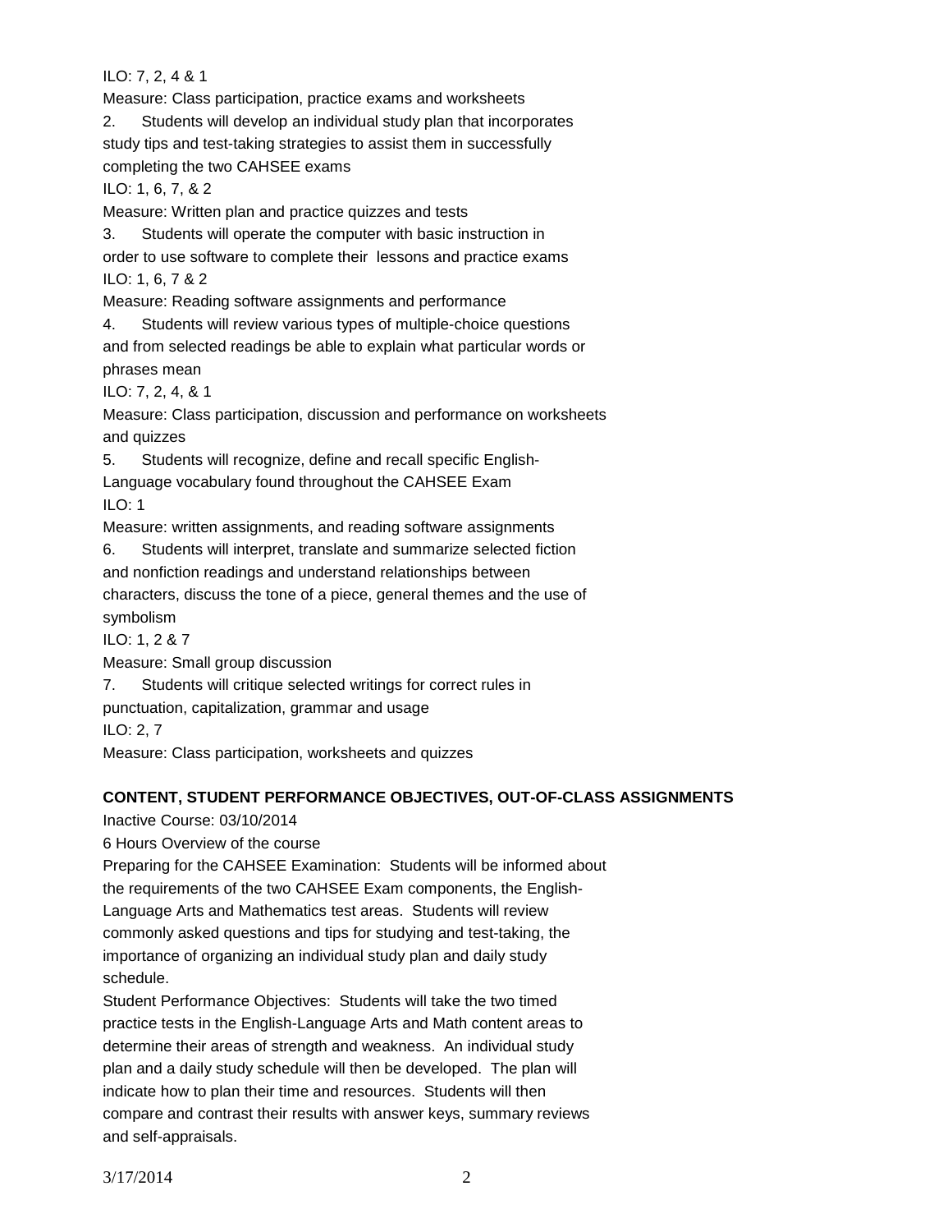ILO: 7, 2, 4 & 1

Measure: Class participation, practice exams and worksheets

2. Students will develop an individual study plan that incorporates study tips and test-taking strategies to assist them in successfully completing the two CAHSEE exams

ILO: 1, 6, 7, & 2

Measure: Written plan and practice quizzes and tests

3. Students will operate the computer with basic instruction in order to use software to complete their lessons and practice exams

ILO: 1, 6, 7 & 2

Measure: Reading software assignments and performance

4. Students will review various types of multiple-choice questions and from selected readings be able to explain what particular words or phrases mean

ILO: 7, 2, 4, & 1

Measure: Class participation, discussion and performance on worksheets and quizzes

5. Students will recognize, define and recall specific English-Language vocabulary found throughout the CAHSEE Exam

ILO: 1

Measure: written assignments, and reading software assignments

6. Students will interpret, translate and summarize selected fiction and nonfiction readings and understand relationships between characters, discuss the tone of a piece, general themes and the use of symbolism

ILO: 1, 2 & 7

Measure: Small group discussion

7. Students will critique selected writings for correct rules in punctuation, capitalization, grammar and usage

ILO: 2, 7

Measure: Class participation, worksheets and quizzes

**CONTENT, STUDENT PERFORMANCE OBJECTIVES, OUT-OF-CLASS ASSIGNMENTS**

Inactive Course: 03/10/2014

6 Hours Overview of the course

Preparing for the CAHSEE Examination: Students will be informed about the requirements of the two CAHSEE Exam components, the English-Language Arts and Mathematics test areas. Students will review commonly asked questions and tips for studying and test-taking, the importance of organizing an individual study plan and daily study schedule.

Student Performance Objectives: Students will take the two timed practice tests in the English-Language Arts and Math content areas to determine their areas of strength and weakness. An individual study plan and a daily study schedule will then be developed. The plan will indicate how to plan their time and resources. Students will then compare and contrast their results with answer keys, summary reviews and self-appraisals.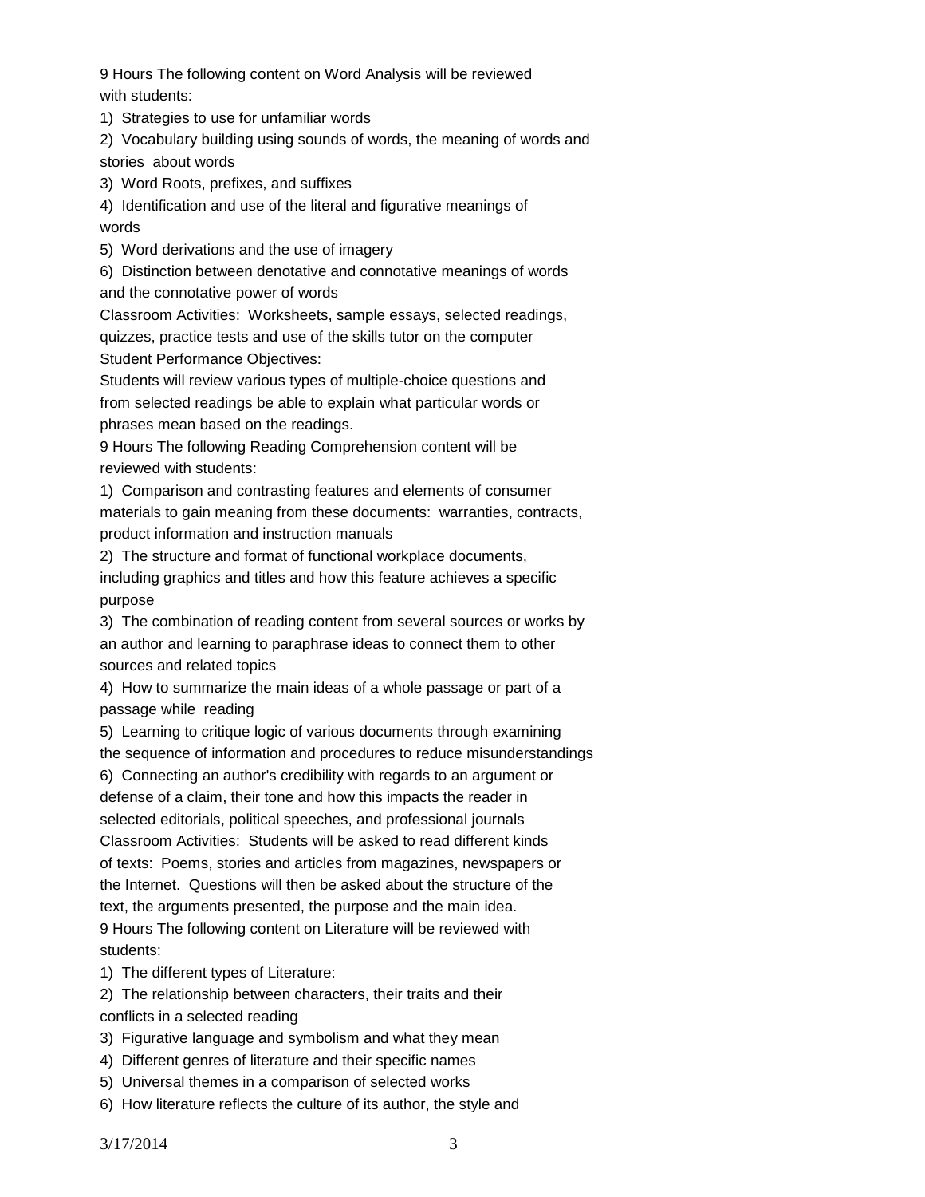9 Hours The following content on Word Analysis will be reviewed with students:

1) Strategies to use for unfamiliar words
2) Vocabulary building using sounds of words, the meaning of words and stories about words
3) Word Roots, prefixes, and suffixes
4) Identification and use of the literal and figurative meanings of words
5) Word derivations and the use of imagery
6) Distinction between denotative and connotative meanings of words and the connotative power of words

Classroom Activities: Worksheets, sample essays, selected readings, quizzes, practice tests and use of the skills tutor on the computer

Student Performance Objectives:

Students will review various types of multiple-choice questions and from selected readings be able to explain what particular words or phrases mean based on the readings.

9 Hours The following Reading Comprehension content will be reviewed with students:

1) Comparison and contrasting features and elements of consumer materials to gain meaning from these documents: warranties, contracts, product information and instruction manuals
2) The structure and format of functional workplace documents, including graphics and titles and how this feature achieves a specific purpose
3) The combination of reading content from several sources or works by an author and learning to paraphrase ideas to connect them to other sources and related topics
4) How to summarize the main ideas of a whole passage or part of a passage while reading
5) Learning to critique logic of various documents through examining the sequence of information and procedures to reduce misunderstandings
6) Connecting an author's credibility with regards to an argument or defense of a claim, their tone and how this impacts the reader in selected editorials, political speeches, and professional journals

Classroom Activities: Students will be asked to read different kinds of texts: Poems, stories and articles from magazines, newspapers or the Internet. Questions will then be asked about the structure of the text, the arguments presented, the purpose and the main idea.

9 Hours The following content on Literature will be reviewed with students:

1) The different types of Literature:
2) The relationship between characters, their traits and their conflicts in a selected reading
3) Figurative language and symbolism and what they mean
4) Different genres of literature and their specific names
5) Universal themes in a comparison of selected works
6) How literature reflects the culture of its author, the style and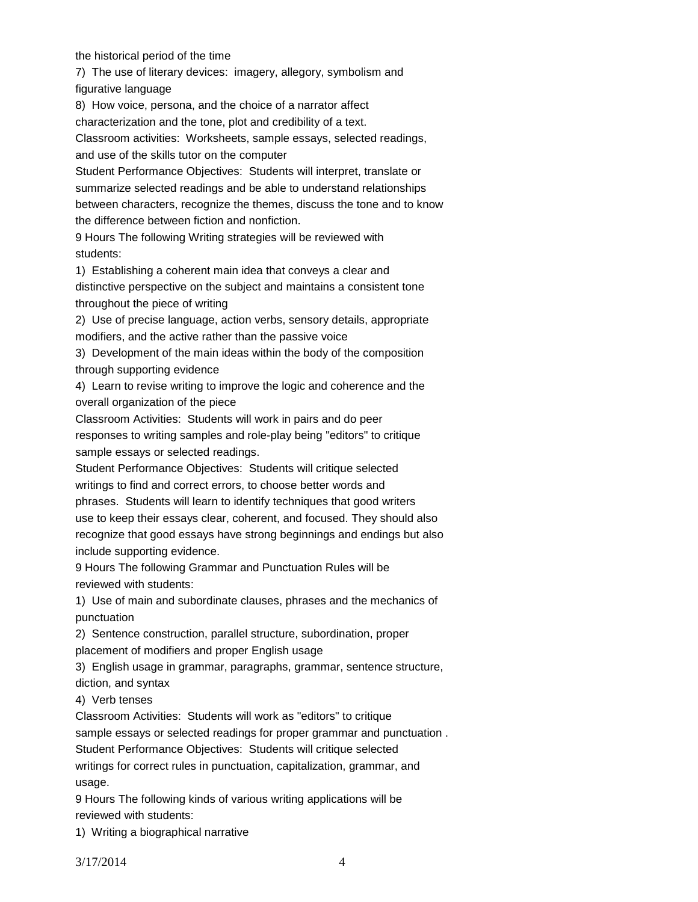the historical period of the time

7) The use of literary devices: imagery, allegory, symbolism and figurative language

8) How voice, persona, and the choice of a narrator affect characterization and the tone, plot and credibility of a text.

Classroom activities: Worksheets, sample essays, selected readings, and use of the skills tutor on the computer

Student Performance Objectives: Students will interpret, translate or summarize selected readings and be able to understand relationships between characters, recognize the themes, discuss the tone and to know the difference between fiction and nonfiction.

9 Hours The following Writing strategies will be reviewed with students:

1) Establishing a coherent main idea that conveys a clear and distinctive perspective on the subject and maintains a consistent tone throughout the piece of writing

2) Use of precise language, action verbs, sensory details, appropriate modifiers, and the active rather than the passive voice

3) Development of the main ideas within the body of the composition through supporting evidence

4) Learn to revise writing to improve the logic and coherence and the overall organization of the piece

Classroom Activities: Students will work in pairs and do peer responses to writing samples and role-play being "editors" to critique sample essays or selected readings.

Student Performance Objectives: Students will critique selected writings to find and correct errors, to choose better words and phrases. Students will learn to identify techniques that good writers use to keep their essays clear, coherent, and focused. They should also recognize that good essays have strong beginnings and endings but also include supporting evidence.

9 Hours The following Grammar and Punctuation Rules will be reviewed with students:

1) Use of main and subordinate clauses, phrases and the mechanics of punctuation

2) Sentence construction, parallel structure, subordination, proper placement of modifiers and proper English usage

3) English usage in grammar, paragraphs, grammar, sentence structure, diction, and syntax

4) Verb tenses

Classroom Activities: Students will work as "editors" to critique sample essays or selected readings for proper grammar and punctuation .

Student Performance Objectives: Students will critique selected writings for correct rules in punctuation, capitalization, grammar, and usage.

9 Hours The following kinds of various writing applications will be reviewed with students:

1) Writing a biographical narrative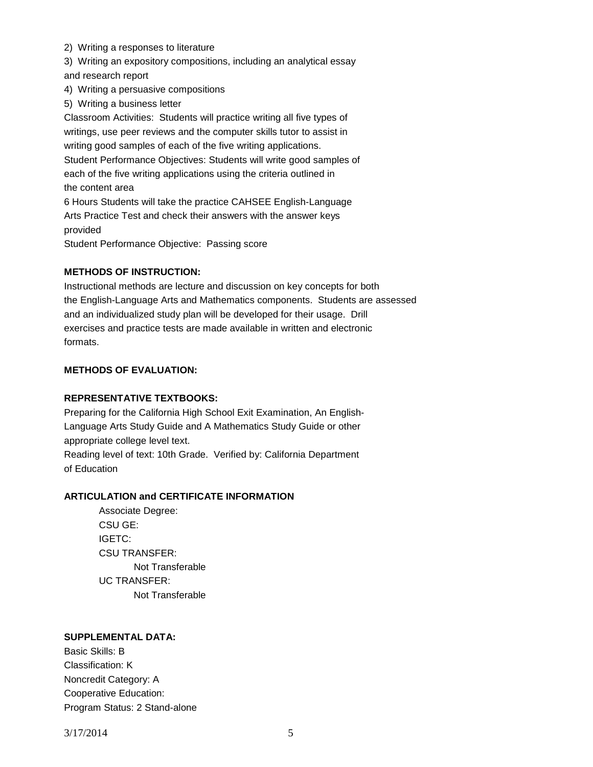2) Writing a responses to literature

3) Writing an expository compositions, including an analytical essay and research report

4) Writing a persuasive compositions

5) Writing a business letter

Classroom Activities: Students will practice writing all five types of writings, use peer reviews and the computer skills tutor to assist in writing good samples of each of the five writing applications.

Student Performance Objectives: Students will write good samples of each of the five writing applications using the criteria outlined in the content area

6 Hours Students will take the practice CAHSEE English-Language Arts Practice Test and check their answers with the answer keys provided

Student Performance Objective: Passing score

**METHODS OF INSTRUCTION:**

Instructional methods are lecture and discussion on key concepts for both the English-Language Arts and Mathematics components. Students are assessed and an individualized study plan will be developed for their usage. Drill exercises and practice tests are made available in written and electronic formats.

**METHODS OF EVALUATION:**

**REPRESENTATIVE TEXTBOOKS:**

Preparing for the California High School Exit Examination, An English-Language Arts Study Guide and A Mathematics Study Guide or other appropriate college level text.

Reading level of text: 10th Grade. Verified by: California Department of Education

**ARTICULATION and CERTIFICATE INFORMATION**

Associate Degree:
CSU GE:
IGETC:
CSU TRANSFER:
Not Transferable
UC TRANSFER:
Not Transferable

**SUPPLEMENTAL DATA:**

Basic Skills: B
Classification: K
Noncredit Category: A
Cooperative Education:
Program Status: 2 Stand-alone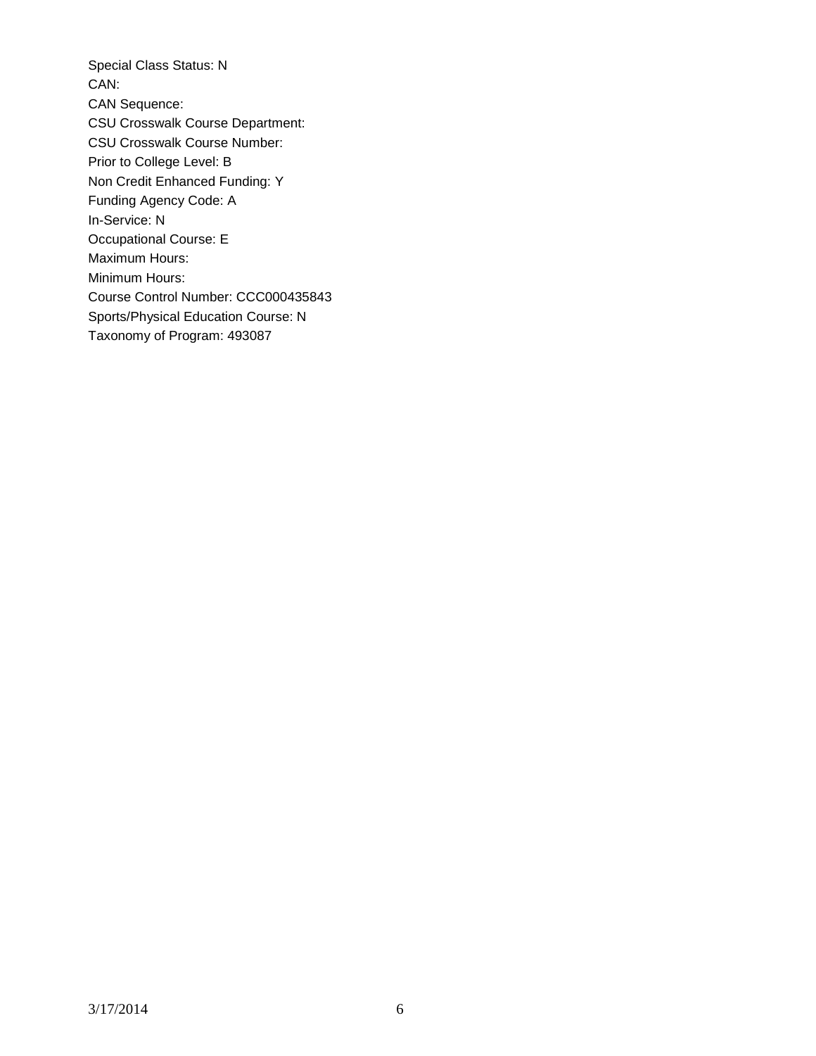Special Class Status: N
CAN:
CAN Sequence:
CSU Crosswalk Course Department:
CSU Crosswalk Course Number:
Prior to College Level: B
Non Credit Enhanced Funding: Y
Funding Agency Code: A
In-Service: N
Occupational Course: E
Maximum Hours:
Minimum Hours:
Course Control Number: CCC000435843
Sports/Physical Education Course: N
Taxonomy of Program: 493087